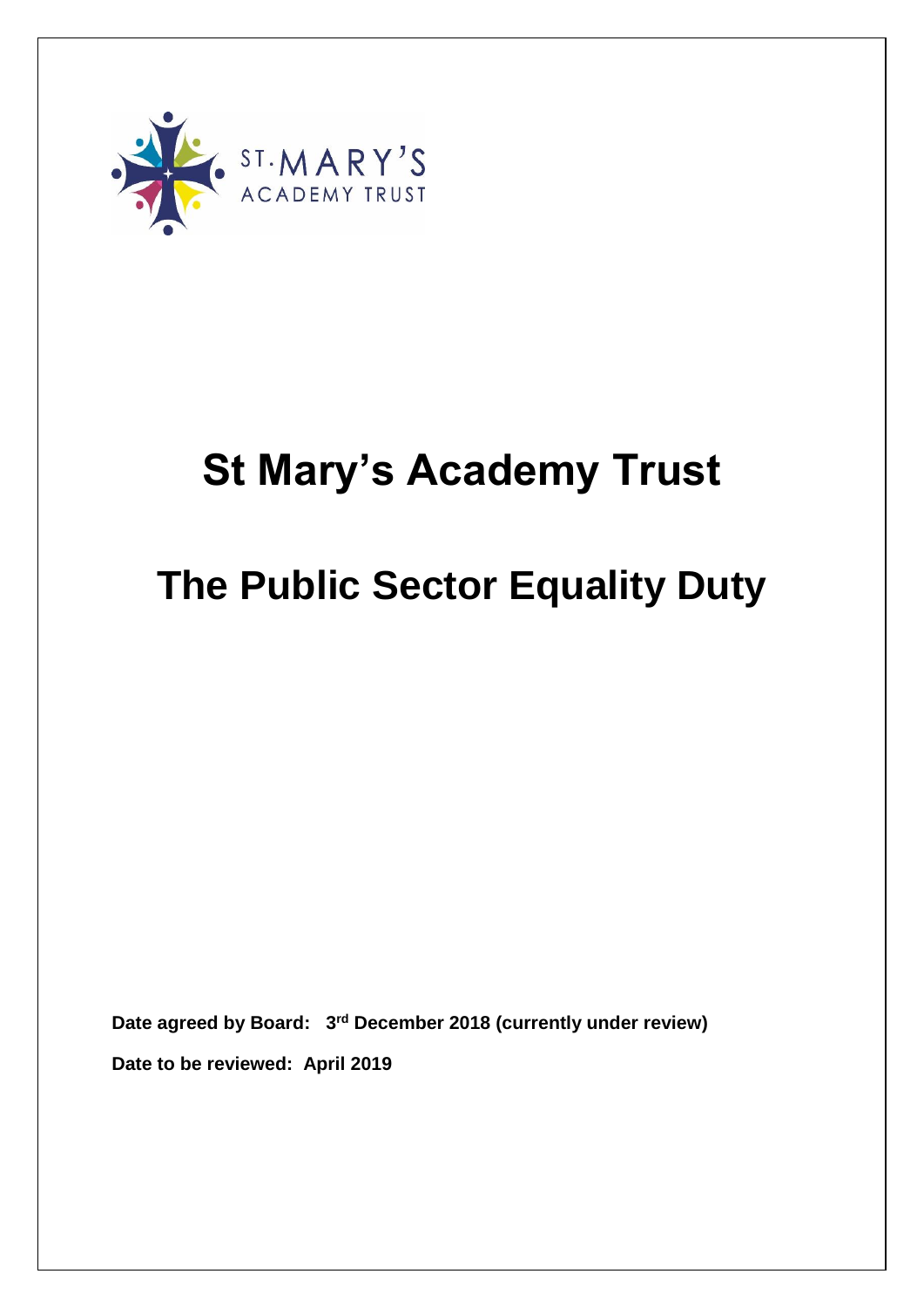# St Mary's Academy Trust

# The Public Sector Equality Duty

**Date agreed by Board: 3rd December 2018 (currently under review)**

**Date to be reviewed: April 2019**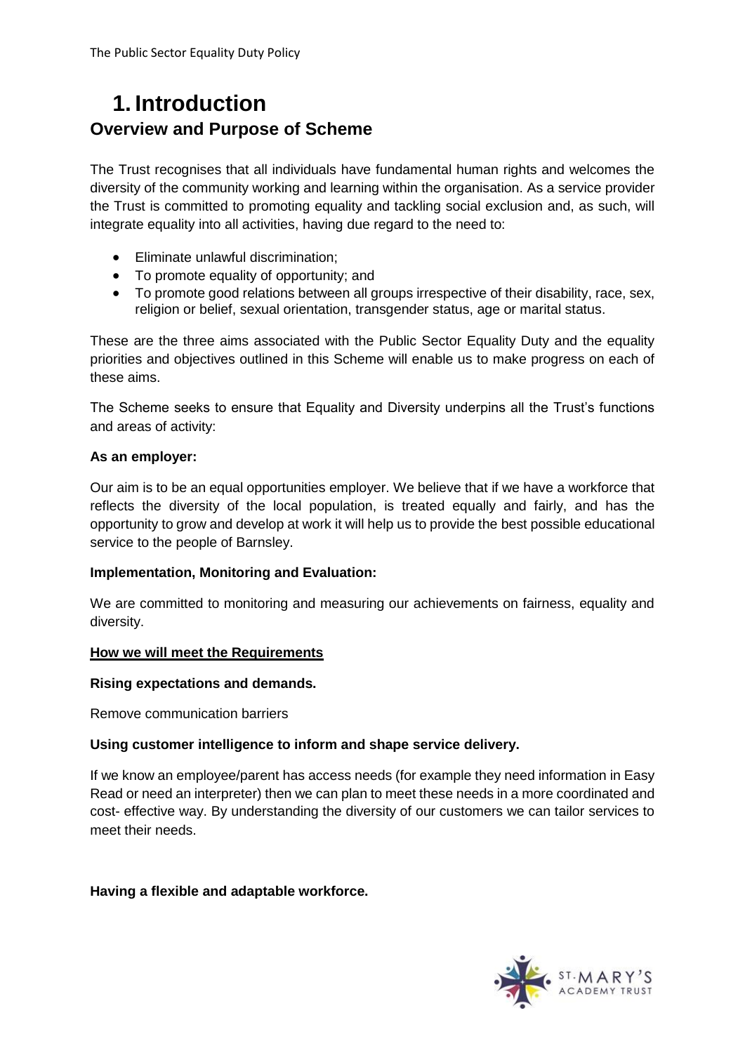# 1. Introduction

## Overview and Purpose of Scheme

The Trust recognises that all individuals have fundamental human rights and welcomes the diversity of the community working and learning within the organisation. As a service provider the Trust is committed to promoting equality and tackling social exclusion and, as such, will integrate equality into all activities, having due regard to the need to:

- Eliminate unlawful discrimination;
- To promote equality of opportunity; and
- To promote good relations between all groups irrespective of their disability, race, sex, religion or belief, sexual orientation, transgender status, age or marital status.

These are the three aims associated with the Public Sector Equality Duty and the equality priorities and objectives outlined in this Scheme will enable us to make progress on each of these aims.

The Scheme seeks to ensure that Equality and Diversity underpins all the Trust's functions and areas of activity:

**As an employer:**

Our aim is to be an equal opportunities employer. We believe that if we have a workforce that reflects the diversity of the local population, is treated equally and fairly, and has the opportunity to grow and develop at work it will help us to provide the best possible educational service to the people of Barnsley.

**Implementation, Monitoring and Evaluation:**

We are committed to monitoring and measuring our achievements on fairness, equality and diversity.

**How we will meet the Requirements**

**Rising expectations and demands.**

Remove communication barriers

**Using customer intelligence to inform and shape service delivery.**

If we know an employee/parent has access needs (for example they need information in Easy Read or need an interpreter) then we can plan to meet these needs in a more coordinated and cost- effective way. By understanding the diversity of our customers we can tailor services to meet their needs.

**Having a flexible and adaptable workforce.**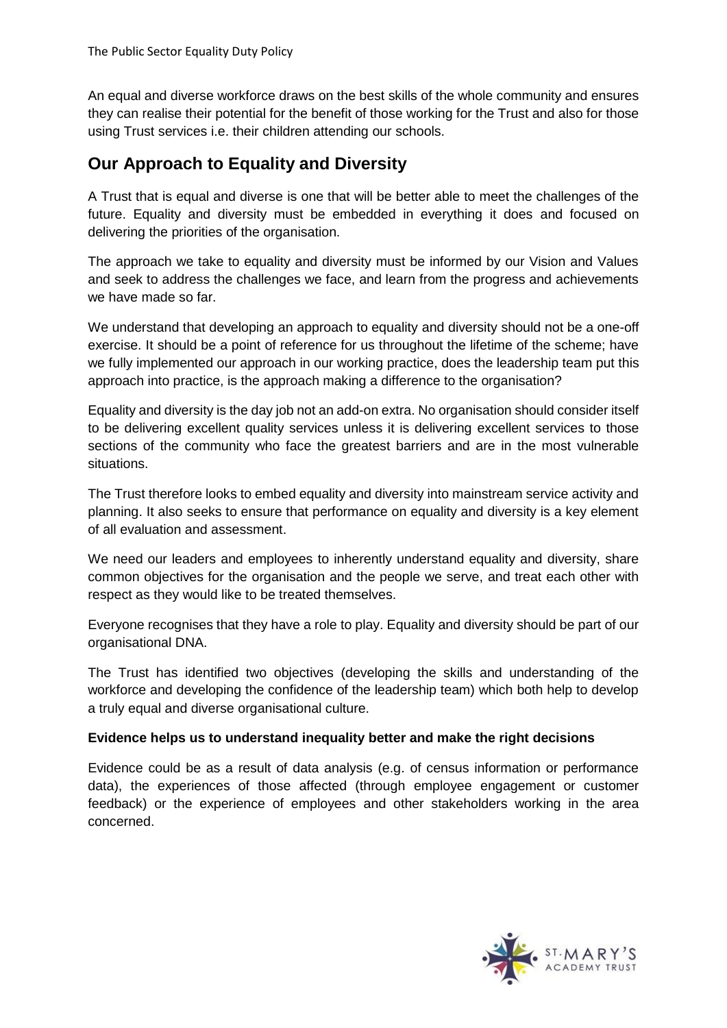An equal and diverse workforce draws on the best skills of the whole community and ensures they can realise their potential for the benefit of those working for the Trust and also for those using Trust services i.e. their children attending our schools.

## Our Approach to Equality and Diversity

A Trust that is equal and diverse is one that will be better able to meet the challenges of the future. Equality and diversity must be embedded in everything it does and focused on delivering the priorities of the organisation.

The approach we take to equality and diversity must be informed by our Vision and Values and seek to address the challenges we face, and learn from the progress and achievements we have made so far.

We understand that developing an approach to equality and diversity should not be a one-off exercise. It should be a point of reference for us throughout the lifetime of the scheme; have we fully implemented our approach in our working practice, does the leadership team put this approach into practice, is the approach making a difference to the organisation?

Equality and diversity is the day job not an add-on extra. No organisation should consider itself to be delivering excellent quality services unless it is delivering excellent services to those sections of the community who face the greatest barriers and are in the most vulnerable situations.

The Trust therefore looks to embed equality and diversity into mainstream service activity and planning. It also seeks to ensure that performance on equality and diversity is a key element of all evaluation and assessment.

We need our leaders and employees to inherently understand equality and diversity, share common objectives for the organisation and the people we serve, and treat each other with respect as they would like to be treated themselves.

Everyone recognises that they have a role to play. Equality and diversity should be part of our organisational DNA.

The Trust has identified two objectives (developing the skills and understanding of the workforce and developing the confidence of the leadership team) which both help to develop a truly equal and diverse organisational culture.

**Evidence helps us to understand inequality better and make the right decisions**

Evidence could be as a result of data analysis (e.g. of census information or performance data), the experiences of those affected (through employee engagement or customer feedback) or the experience of employees and other stakeholders working in the area concerned.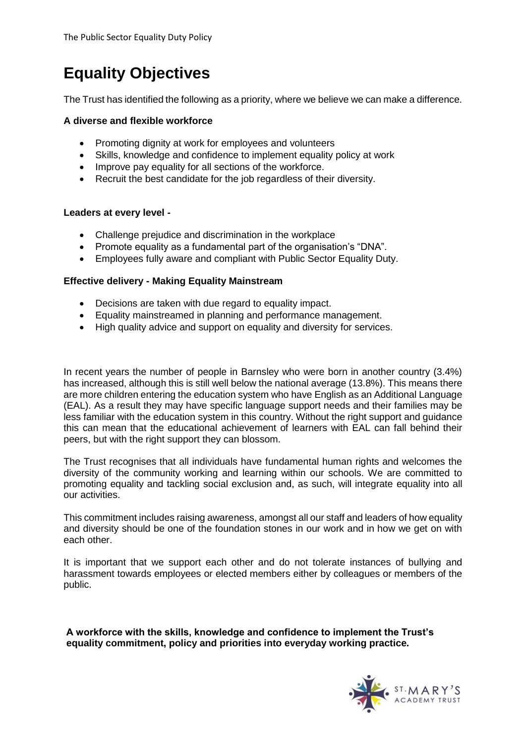# Equality Objectives

The Trust has identified the following as a priority, where we believe we can make a difference.

**A diverse and flexible workforce**

- Promoting dignity at work for employees and volunteers
- Skills, knowledge and confidence to implement equality policy at work
- Improve pay equality for all sections of the workforce.
- Recruit the best candidate for the job regardless of their diversity.

**Leaders at every level -**

- Challenge prejudice and discrimination in the workplace
- Promote equality as a fundamental part of the organisation's "DNA".
- Employees fully aware and compliant with Public Sector Equality Duty.

**Effective delivery - Making Equality Mainstream**

- Decisions are taken with due regard to equality impact.
- Equality mainstreamed in planning and performance management.
- High quality advice and support on equality and diversity for services.

In recent years the number of people in Barnsley who were born in another country (3.4%) has increased, although this is still well below the national average (13.8%). This means there are more children entering the education system who have English as an Additional Language (EAL). As a result they may have specific language support needs and their families may be less familiar with the education system in this country. Without the right support and guidance this can mean that the educational achievement of learners with EAL can fall behind their peers, but with the right support they can blossom.

The Trust recognises that all individuals have fundamental human rights and welcomes the diversity of the community working and learning within our schools. We are committed to promoting equality and tackling social exclusion and, as such, will integrate equality into all our activities.

This commitment includes raising awareness, amongst all our staff and leaders of how equality and diversity should be one of the foundation stones in our work and in how we get on with each other.

It is important that we support each other and do not tolerate instances of bullying and harassment towards employees or elected members either by colleagues or members of the public.

**A workforce with the skills, knowledge and confidence to implement the Trust's equality commitment, policy and priorities into everyday working practice.**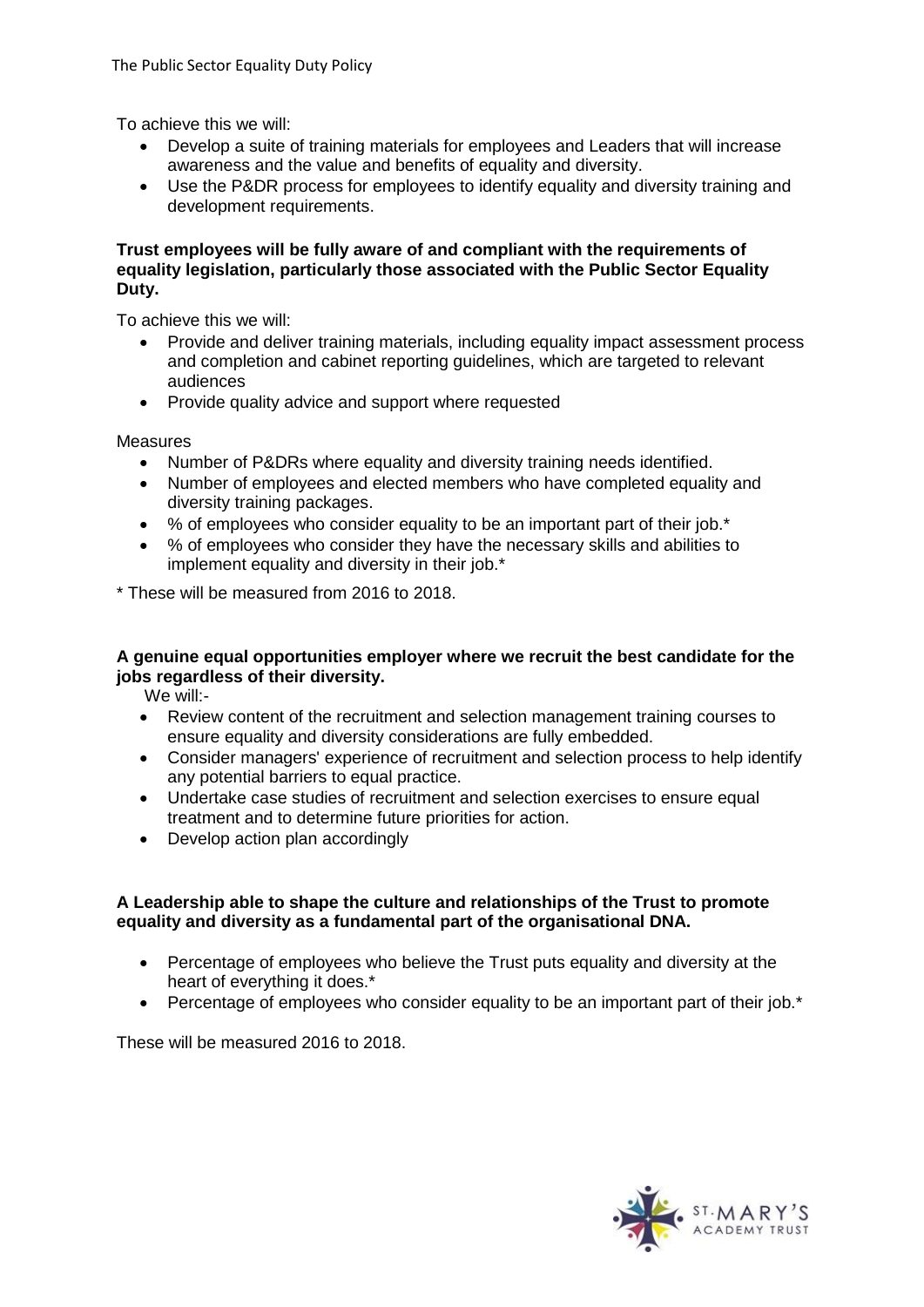To achieve this we will:

- Develop a suite of training materials for employees and Leaders that will increase awareness and the value and benefits of equality and diversity.
- Use the P&DR process for employees to identify equality and diversity training and development requirements.

**Trust employees will be fully aware of and compliant with the requirements of equality legislation, particularly those associated with the Public Sector Equality Duty.**

To achieve this we will:

- Provide and deliver training materials, including equality impact assessment process and completion and cabinet reporting guidelines, which are targeted to relevant audiences
- Provide quality advice and support where requested

Measures

- Number of P&DRs where equality and diversity training needs identified.
- Number of employees and elected members who have completed equality and diversity training packages.
- % of employees who consider equality to be an important part of their job.*
- % of employees who consider they have the necessary skills and abilities to implement equality and diversity in their job.*

* These will be measured from 2016 to 2018.

**A genuine equal opportunities employer where we recruit the best candidate for the jobs regardless of their diversity.**

We will:-

- Review content of the recruitment and selection management training courses to ensure equality and diversity considerations are fully embedded.
- Consider managers' experience of recruitment and selection process to help identify any potential barriers to equal practice.
- Undertake case studies of recruitment and selection exercises to ensure equal treatment and to determine future priorities for action.
- Develop action plan accordingly

**A Leadership able to shape the culture and relationships of the Trust to promote equality and diversity as a fundamental part of the organisational DNA.**

- Percentage of employees who believe the Trust puts equality and diversity at the heart of everything it does.*
- Percentage of employees who consider equality to be an important part of their job.*

These will be measured 2016 to 2018.